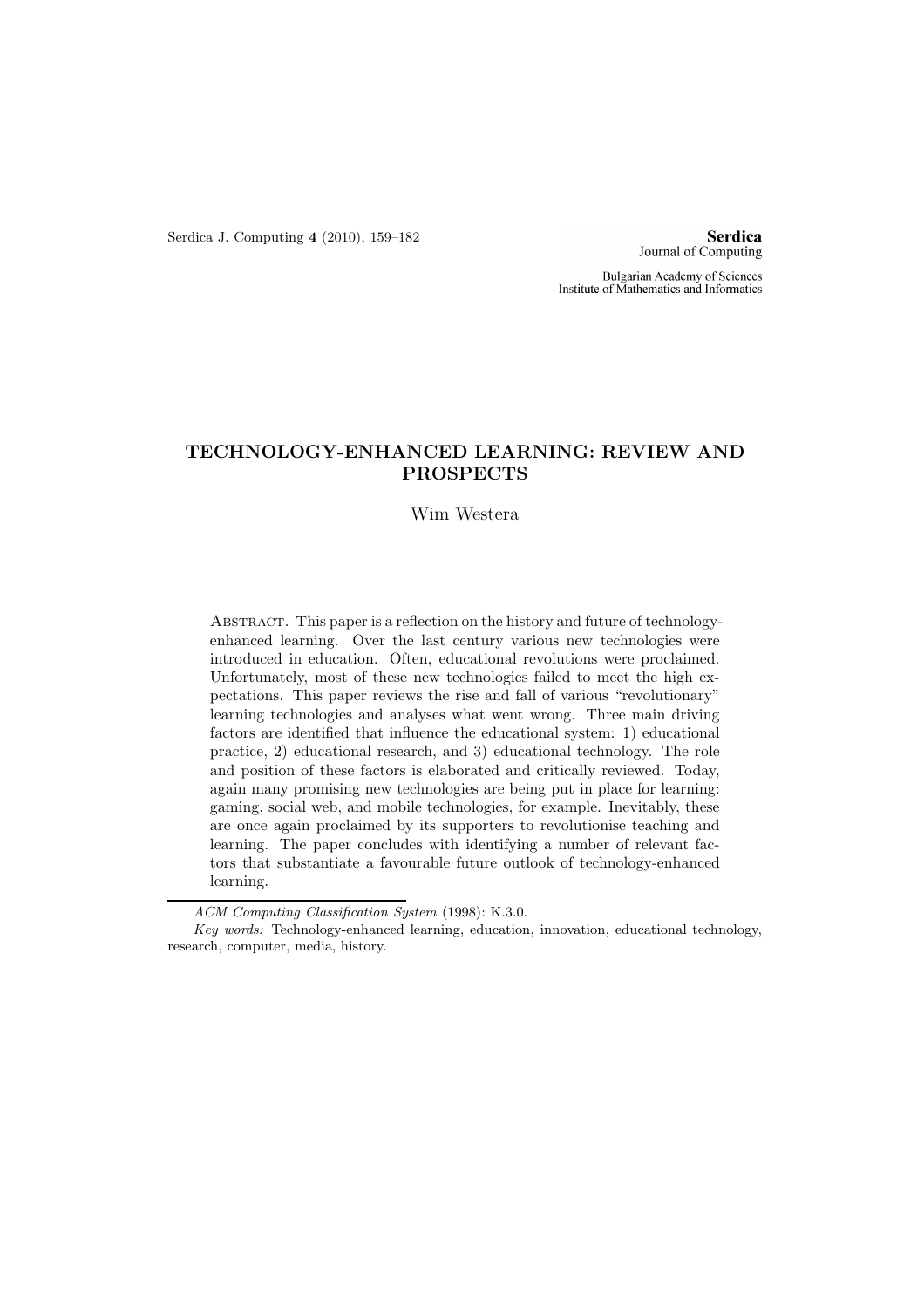# TECHNOLOGY-ENHANCED LEARNING: REVIEW AND PROSPECTS

Wim Westera

Abstract. This paper is a reflection on the history and future of technology-enhanced learning. Over the last century various new technologies were introduced in education. Often, educational revolutions were proclaimed. Unfortunately, most of these new technologies failed to meet the high expectations. This paper reviews the rise and fall of various "revolutionary" learning technologies and analyses what went wrong. Three main driving factors are identified that influence the educational system: 1) educational practice, 2) educational research, and 3) educational technology. The role and position of these factors is elaborated and critically reviewed. Today, again many promising new technologies are being put in place for learning: gaming, social web, and mobile technologies, for example. Inevitably, these are once again proclaimed by its supporters to revolutionise teaching and learning. The paper concludes with identifying a number of relevant factors that substantiate a favourable future outlook of technology-enhanced learning.

*ACM Computing Classification System* (1998): K.3.0.

*Key words:* Technology-enhanced learning, education, innovation, educational technology, research, computer, media, history.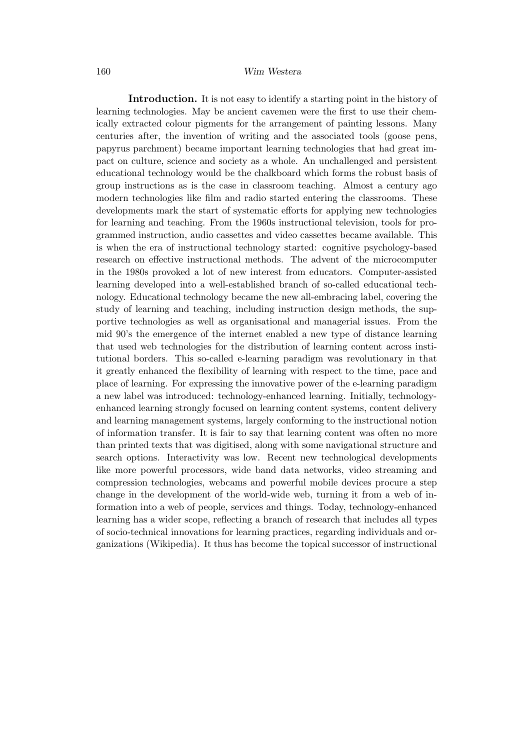**Introduction.** It is not easy to identify a starting point in the history of learning technologies. May be ancient cavemen were the first to use their chemically extracted colour pigments for the arrangement of painting lessons. Many centuries after, the invention of writing and the associated tools (goose pens, papyrus parchment) became important learning technologies that had great impact on culture, science and society as a whole. An unchallenged and persistent educational technology would be the chalkboard which forms the robust basis of group instructions as is the case in classroom teaching. Almost a century ago modern technologies like film and radio started entering the classrooms. These developments mark the start of systematic efforts for applying new technologies for learning and teaching. From the 1960s instructional television, tools for programmed instruction, audio cassettes and video cassettes became available. This is when the era of instructional technology started: cognitive psychology-based research on effective instructional methods. The advent of the microcomputer in the 1980s provoked a lot of new interest from educators. Computer-assisted learning developed into a well-established branch of so-called educational technology. Educational technology became the new all-embracing label, covering the study of learning and teaching, including instruction design methods, the supportive technologies as well as organisational and managerial issues. From the mid 90's the emergence of the internet enabled a new type of distance learning that used web technologies for the distribution of learning content across institutional borders. This so-called e-learning paradigm was revolutionary in that it greatly enhanced the flexibility of learning with respect to the time, pace and place of learning. For expressing the innovative power of the e-learning paradigm a new label was introduced: technology-enhanced learning. Initially, technology-enhanced learning strongly focused on learning content systems, content delivery and learning management systems, largely conforming to the instructional notion of information transfer. It is fair to say that learning content was often no more than printed texts that was digitised, along with some navigational structure and search options. Interactivity was low. Recent new technological developments like more powerful processors, wide band data networks, video streaming and compression technologies, webcams and powerful mobile devices procure a step change in the development of the world-wide web, turning it from a web of information into a web of people, services and things. Today, technology-enhanced learning has a wider scope, reflecting a branch of research that includes all types of socio-technical innovations for learning practices, regarding individuals and organizations (Wikipedia). It thus has become the topical successor of instructional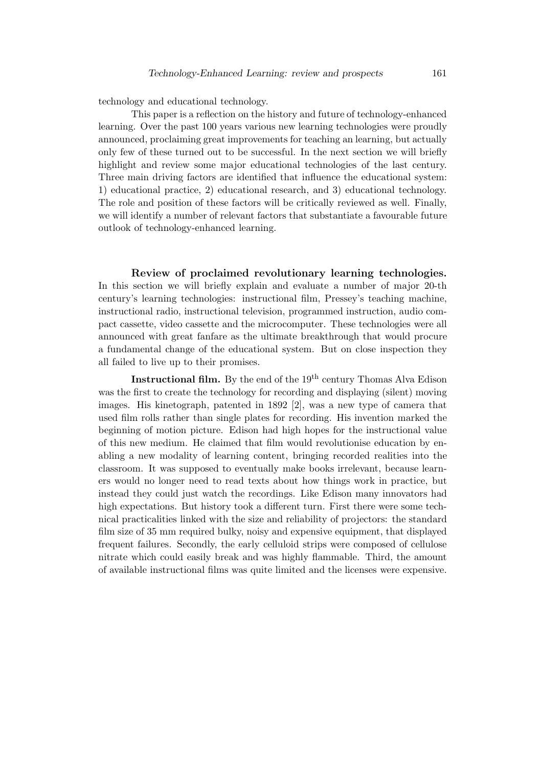technology and educational technology.

This paper is a reflection on the history and future of technology-enhanced learning. Over the past 100 years various new learning technologies were proudly announced, proclaiming great improvements for teaching an learning, but actually only few of these turned out to be successful. In the next section we will briefly highlight and review some major educational technologies of the last century. Three main driving factors are identified that influence the educational system: 1) educational practice, 2) educational research, and 3) educational technology. The role and position of these factors will be critically reviewed as well. Finally, we will identify a number of relevant factors that substantiate a favourable future outlook of technology-enhanced learning.

**Review of proclaimed revolutionary learning technologies.** In this section we will briefly explain and evaluate a number of major 20-th century's learning technologies: instructional film, Pressey's teaching machine, instructional radio, instructional television, programmed instruction, audio compact cassette, video cassette and the microcomputer. These technologies were all announced with great fanfare as the ultimate breakthrough that would procure a fundamental change of the educational system. But on close inspection they all failed to live up to their promises.

**Instructional film.** By the end of the 19$^{th}$ century Thomas Alva Edison was the first to create the technology for recording and displaying (silent) moving images. His kinetograph, patented in 1892 [2], was a new type of camera that used film rolls rather than single plates for recording. His invention marked the beginning of motion picture. Edison had high hopes for the instructional value of this new medium. He claimed that film would revolutionise education by enabling a new modality of learning content, bringing recorded realities into the classroom. It was supposed to eventually make books irrelevant, because learners would no longer need to read texts about how things work in practice, but instead they could just watch the recordings. Like Edison many innovators had high expectations. But history took a different turn. First there were some technical practicalities linked with the size and reliability of projectors: the standard film size of 35 mm required bulky, noisy and expensive equipment, that displayed frequent failures. Secondly, the early celluloid strips were composed of cellulose nitrate which could easily break and was highly flammable. Third, the amount of available instructional films was quite limited and the licenses were expensive.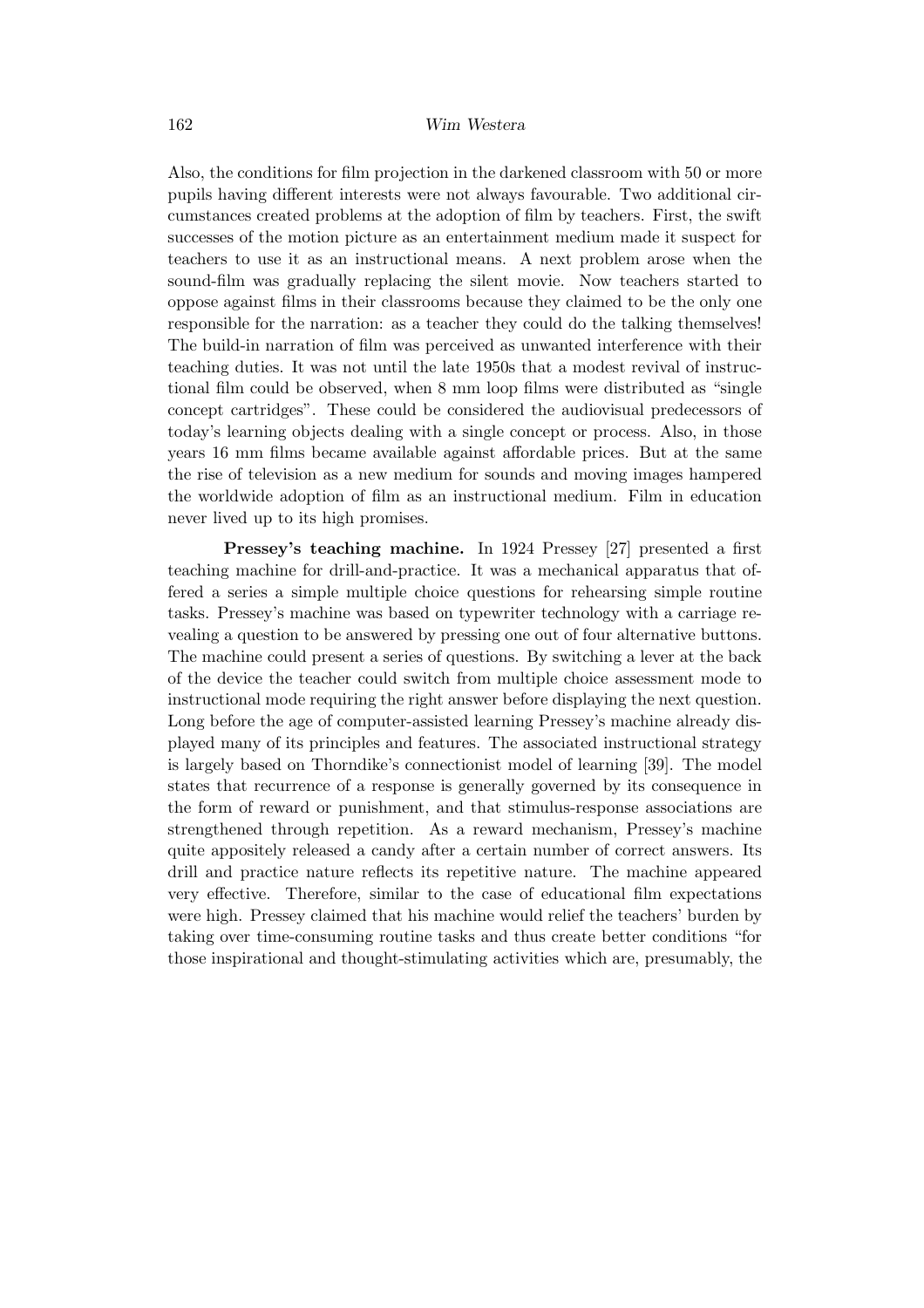Also, the conditions for film projection in the darkened classroom with 50 or more pupils having different interests were not always favourable. Two additional circumstances created problems at the adoption of film by teachers. First, the swift successes of the motion picture as an entertainment medium made it suspect for teachers to use it as an instructional means. A next problem arose when the sound-film was gradually replacing the silent movie. Now teachers started to oppose against films in their classrooms because they claimed to be the only one responsible for the narration: as a teacher they could do the talking themselves! The build-in narration of film was perceived as unwanted interference with their teaching duties. It was not until the late 1950s that a modest revival of instructional film could be observed, when 8 mm loop films were distributed as "single concept cartridges". These could be considered the audiovisual predecessors of today's learning objects dealing with a single concept or process. Also, in those years 16 mm films became available against affordable prices. But at the same the rise of television as a new medium for sounds and moving images hampered the worldwide adoption of film as an instructional medium. Film in education never lived up to its high promises.

**Pressey's teaching machine.** In 1924 Pressey [27] presented a first teaching machine for drill-and-practice. It was a mechanical apparatus that offered a series a simple multiple choice questions for rehearsing simple routine tasks. Pressey's machine was based on typewriter technology with a carriage revealing a question to be answered by pressing one out of four alternative buttons. The machine could present a series of questions. By switching a lever at the back of the device the teacher could switch from multiple choice assessment mode to instructional mode requiring the right answer before displaying the next question. Long before the age of computer-assisted learning Pressey's machine already displayed many of its principles and features. The associated instructional strategy is largely based on Thorndike's connectionist model of learning [39]. The model states that recurrence of a response is generally governed by its consequence in the form of reward or punishment, and that stimulus-response associations are strengthened through repetition. As a reward mechanism, Pressey's machine quite appositely released a candy after a certain number of correct answers. Its drill and practice nature reflects its repetitive nature. The machine appeared very effective. Therefore, similar to the case of educational film expectations were high. Pressey claimed that his machine would relief the teachers' burden by taking over time-consuming routine tasks and thus create better conditions "for those inspirational and thought-stimulating activities which are, presumably, the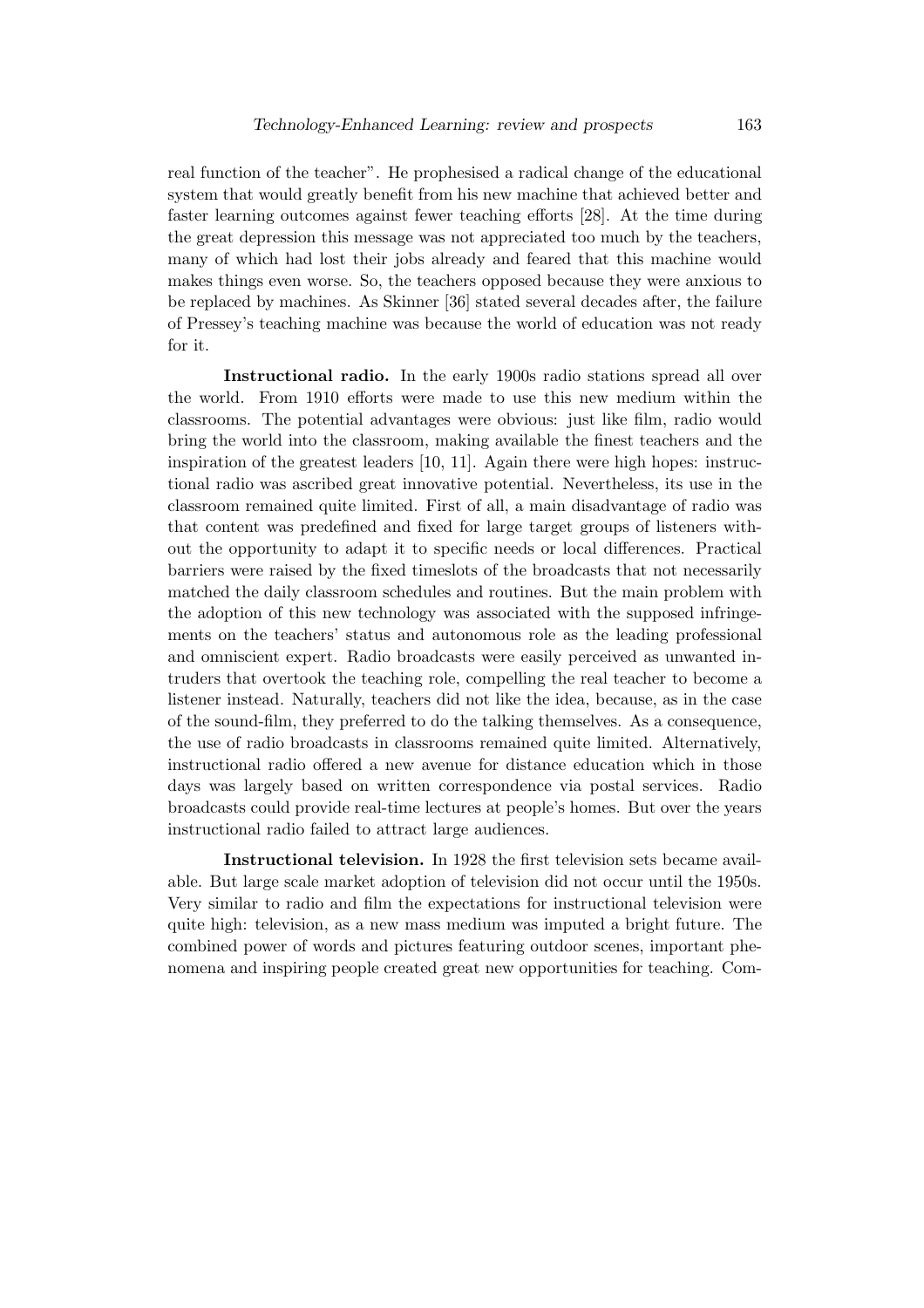real function of the teacher". He prophesised a radical change of the educational system that would greatly benefit from his new machine that achieved better and faster learning outcomes against fewer teaching efforts [28]. At the time during the great depression this message was not appreciated too much by the teachers, many of which had lost their jobs already and feared that this machine would makes things even worse. So, the teachers opposed because they were anxious to be replaced by machines. As Skinner [36] stated several decades after, the failure of Pressey's teaching machine was because the world of education was not ready for it.

**Instructional radio.** In the early 1900s radio stations spread all over the world. From 1910 efforts were made to use this new medium within the classrooms. The potential advantages were obvious: just like film, radio would bring the world into the classroom, making available the finest teachers and the inspiration of the greatest leaders [10, 11]. Again there were high hopes: instructional radio was ascribed great innovative potential. Nevertheless, its use in the classroom remained quite limited. First of all, a main disadvantage of radio was that content was predefined and fixed for large target groups of listeners without the opportunity to adapt it to specific needs or local differences. Practical barriers were raised by the fixed timeslots of the broadcasts that not necessarily matched the daily classroom schedules and routines. But the main problem with the adoption of this new technology was associated with the supposed infringements on the teachers' status and autonomous role as the leading professional and omniscient expert. Radio broadcasts were easily perceived as unwanted intruders that overtook the teaching role, compelling the real teacher to become a listener instead. Naturally, teachers did not like the idea, because, as in the case of the sound-film, they preferred to do the talking themselves. As a consequence, the use of radio broadcasts in classrooms remained quite limited. Alternatively, instructional radio offered a new avenue for distance education which in those days was largely based on written correspondence via postal services. Radio broadcasts could provide real-time lectures at people's homes. But over the years instructional radio failed to attract large audiences.

**Instructional television.** In 1928 the first television sets became available. But large scale market adoption of television did not occur until the 1950s. Very similar to radio and film the expectations for instructional television were quite high: television, as a new mass medium was imputed a bright future. The combined power of words and pictures featuring outdoor scenes, important phenomena and inspiring people created great new opportunities for teaching. Com-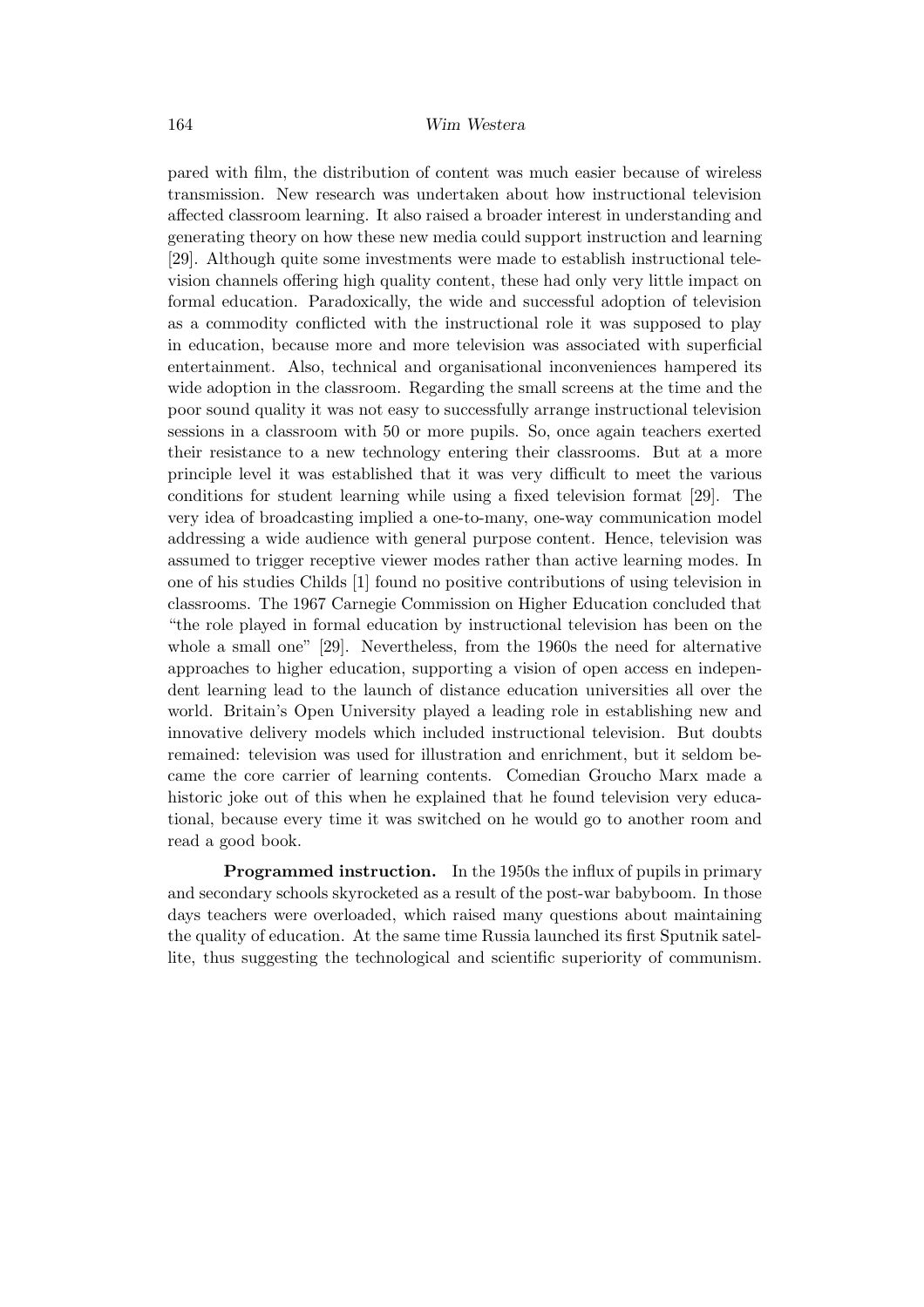pared with film, the distribution of content was much easier because of wireless transmission. New research was undertaken about how instructional television affected classroom learning. It also raised a broader interest in understanding and generating theory on how these new media could support instruction and learning [29]. Although quite some investments were made to establish instructional television channels offering high quality content, these had only very little impact on formal education. Paradoxically, the wide and successful adoption of television as a commodity conflicted with the instructional role it was supposed to play in education, because more and more television was associated with superficial entertainment. Also, technical and organisational inconveniences hampered its wide adoption in the classroom. Regarding the small screens at the time and the poor sound quality it was not easy to successfully arrange instructional television sessions in a classroom with 50 or more pupils. So, once again teachers exerted their resistance to a new technology entering their classrooms. But at a more principle level it was established that it was very difficult to meet the various conditions for student learning while using a fixed television format [29]. The very idea of broadcasting implied a one-to-many, one-way communication model addressing a wide audience with general purpose content. Hence, television was assumed to trigger receptive viewer modes rather than active learning modes. In one of his studies Childs [1] found no positive contributions of using television in classrooms. The 1967 Carnegie Commission on Higher Education concluded that "the role played in formal education by instructional television has been on the whole a small one" [29]. Nevertheless, from the 1960s the need for alternative approaches to higher education, supporting a vision of open access en independent learning lead to the launch of distance education universities all over the world. Britain's Open University played a leading role in establishing new and innovative delivery models which included instructional television. But doubts remained: television was used for illustration and enrichment, but it seldom became the core carrier of learning contents. Comedian Groucho Marx made a historic joke out of this when he explained that he found television very educational, because every time it was switched on he would go to another room and read a good book.

**Programmed instruction.** In the 1950s the influx of pupils in primary and secondary schools skyrocketed as a result of the post-war babyboom. In those days teachers were overloaded, which raised many questions about maintaining the quality of education. At the same time Russia launched its first Sputnik satellite, thus suggesting the technological and scientific superiority of communism.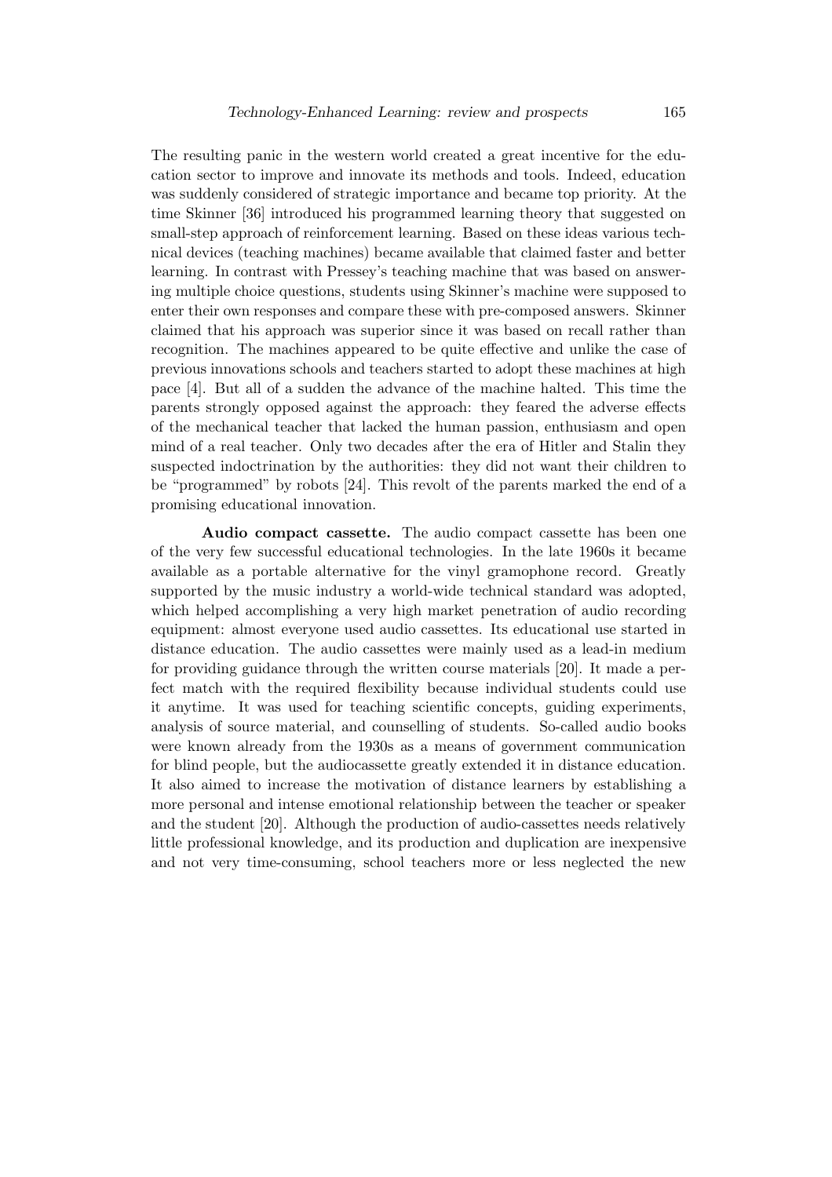The resulting panic in the western world created a great incentive for the education sector to improve and innovate its methods and tools. Indeed, education was suddenly considered of strategic importance and became top priority. At the time Skinner [36] introduced his programmed learning theory that suggested on small-step approach of reinforcement learning. Based on these ideas various technical devices (teaching machines) became available that claimed faster and better learning. In contrast with Pressey's teaching machine that was based on answering multiple choice questions, students using Skinner's machine were supposed to enter their own responses and compare these with pre-composed answers. Skinner claimed that his approach was superior since it was based on recall rather than recognition. The machines appeared to be quite effective and unlike the case of previous innovations schools and teachers started to adopt these machines at high pace [4]. But all of a sudden the advance of the machine halted. This time the parents strongly opposed against the approach: they feared the adverse effects of the mechanical teacher that lacked the human passion, enthusiasm and open mind of a real teacher. Only two decades after the era of Hitler and Stalin they suspected indoctrination by the authorities: they did not want their children to be "programmed" by robots [24]. This revolt of the parents marked the end of a promising educational innovation.

**Audio compact cassette.** The audio compact cassette has been one of the very few successful educational technologies. In the late 1960s it became available as a portable alternative for the vinyl gramophone record. Greatly supported by the music industry a world-wide technical standard was adopted, which helped accomplishing a very high market penetration of audio recording equipment: almost everyone used audio cassettes. Its educational use started in distance education. The audio cassettes were mainly used as a lead-in medium for providing guidance through the written course materials [20]. It made a perfect match with the required flexibility because individual students could use it anytime. It was used for teaching scientific concepts, guiding experiments, analysis of source material, and counselling of students. So-called audio books were known already from the 1930s as a means of government communication for blind people, but the audiocassette greatly extended it in distance education. It also aimed to increase the motivation of distance learners by establishing a more personal and intense emotional relationship between the teacher or speaker and the student [20]. Although the production of audio-cassettes needs relatively little professional knowledge, and its production and duplication are inexpensive and not very time-consuming, school teachers more or less neglected the new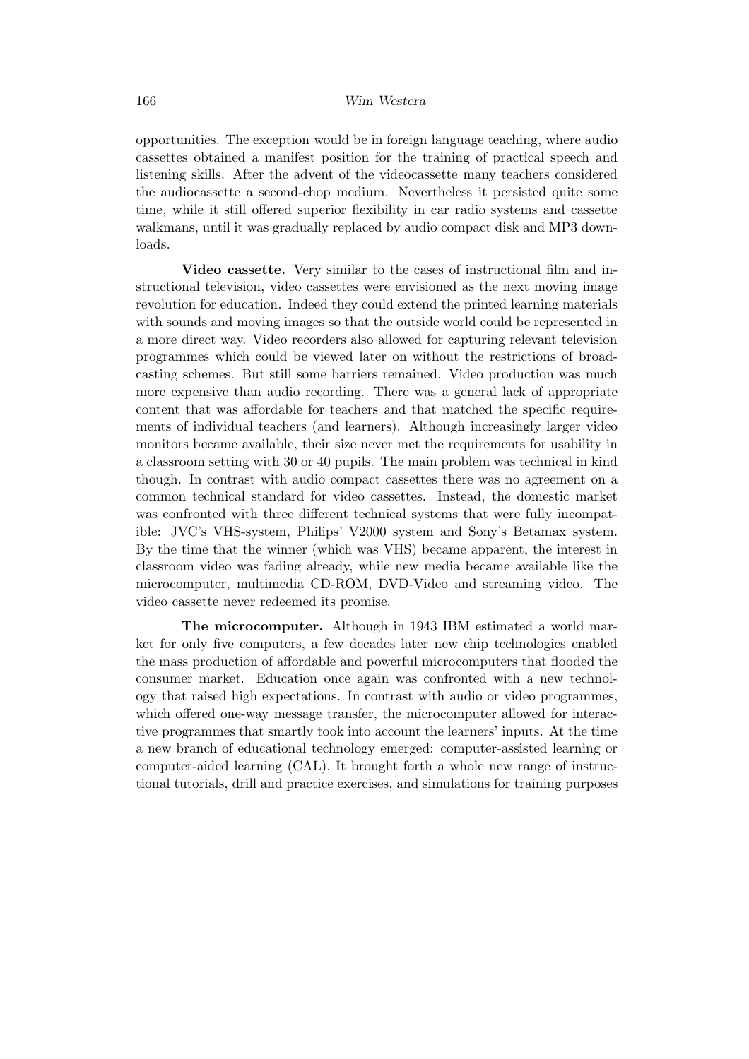opportunities. The exception would be in foreign language teaching, where audio cassettes obtained a manifest position for the training of practical speech and listening skills. After the advent of the videocassette many teachers considered the audiocassette a second-chop medium. Nevertheless it persisted quite some time, while it still offered superior flexibility in car radio systems and cassette walkmans, until it was gradually replaced by audio compact disk and MP3 downloads.

**Video cassette.** Very similar to the cases of instructional film and instructional television, video cassettes were envisioned as the next moving image revolution for education. Indeed they could extend the printed learning materials with sounds and moving images so that the outside world could be represented in a more direct way. Video recorders also allowed for capturing relevant television programmes which could be viewed later on without the restrictions of broadcasting schemes. But still some barriers remained. Video production was much more expensive than audio recording. There was a general lack of appropriate content that was affordable for teachers and that matched the specific requirements of individual teachers (and learners). Although increasingly larger video monitors became available, their size never met the requirements for usability in a classroom setting with 30 or 40 pupils. The main problem was technical in kind though. In contrast with audio compact cassettes there was no agreement on a common technical standard for video cassettes. Instead, the domestic market was confronted with three different technical systems that were fully incompatible: JVC's VHS-system, Philips' V2000 system and Sony's Betamax system. By the time that the winner (which was VHS) became apparent, the interest in classroom video was fading already, while new media became available like the microcomputer, multimedia CD-ROM, DVD-Video and streaming video. The video cassette never redeemed its promise.

**The microcomputer.** Although in 1943 IBM estimated a world market for only five computers, a few decades later new chip technologies enabled the mass production of affordable and powerful microcomputers that flooded the consumer market. Education once again was confronted with a new technology that raised high expectations. In contrast with audio or video programmes, which offered one-way message transfer, the microcomputer allowed for interactive programmes that smartly took into account the learners' inputs. At the time a new branch of educational technology emerged: computer-assisted learning or computer-aided learning (CAL). It brought forth a whole new range of instructional tutorials, drill and practice exercises, and simulations for training purposes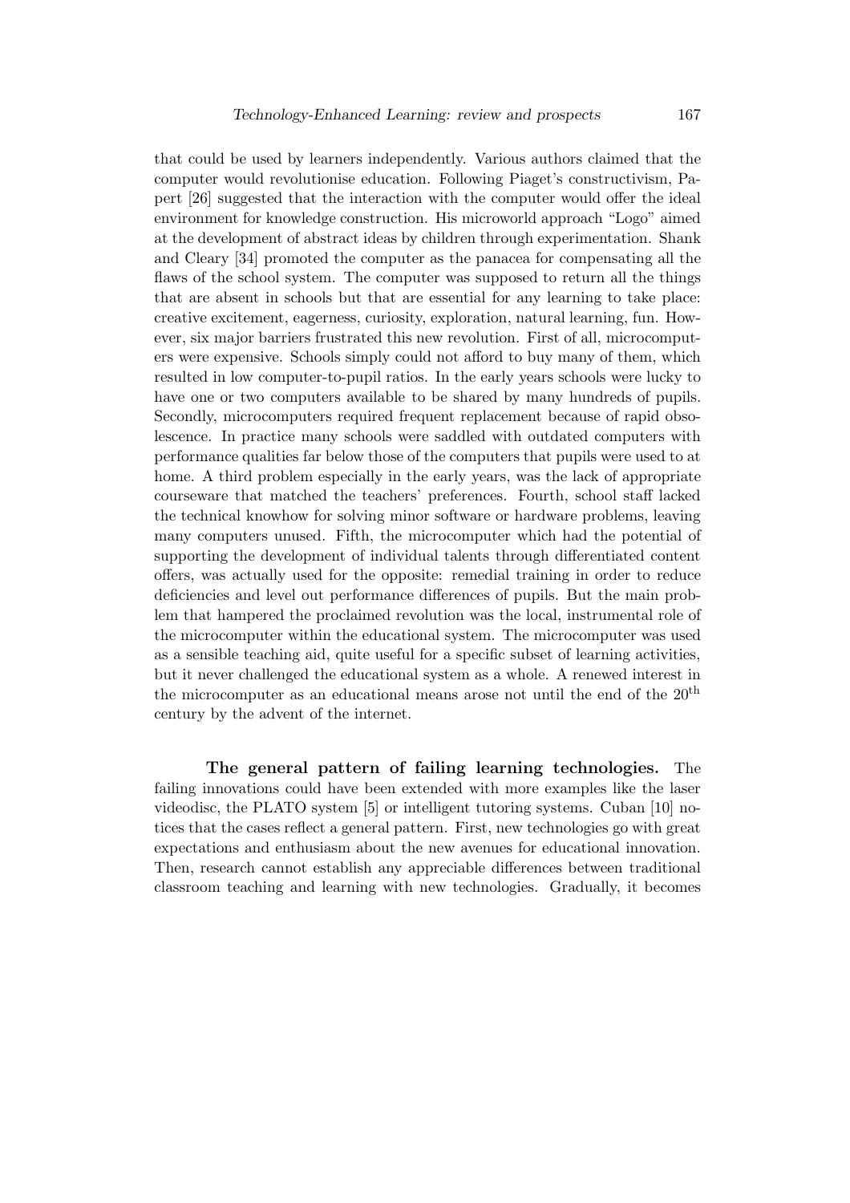that could be used by learners independently. Various authors claimed that the computer would revolutionise education. Following Piaget's constructivism, Papert [26] suggested that the interaction with the computer would offer the ideal environment for knowledge construction. His microworld approach "Logo" aimed at the development of abstract ideas by children through experimentation. Shank and Cleary [34] promoted the computer as the panacea for compensating all the flaws of the school system. The computer was supposed to return all the things that are absent in schools but that are essential for any learning to take place: creative excitement, eagerness, curiosity, exploration, natural learning, fun. However, six major barriers frustrated this new revolution. First of all, microcomputers were expensive. Schools simply could not afford to buy many of them, which resulted in low computer-to-pupil ratios. In the early years schools were lucky to have one or two computers available to be shared by many hundreds of pupils. Secondly, microcomputers required frequent replacement because of rapid obsolescence. In practice many schools were saddled with outdated computers with performance qualities far below those of the computers that pupils were used to at home. A third problem especially in the early years, was the lack of appropriate courseware that matched the teachers' preferences. Fourth, school staff lacked the technical knowhow for solving minor software or hardware problems, leaving many computers unused. Fifth, the microcomputer which had the potential of supporting the development of individual talents through differentiated content offers, was actually used for the opposite: remedial training in order to reduce deficiencies and level out performance differences of pupils. But the main problem that hampered the proclaimed revolution was the local, instrumental role of the microcomputer within the educational system. The microcomputer was used as a sensible teaching aid, quite useful for a specific subset of learning activities, but it never challenged the educational system as a whole. A renewed interest in the microcomputer as an educational means arose not until the end of the 20th century by the advent of the internet.

**The general pattern of failing learning technologies.** The failing innovations could have been extended with more examples like the laser videodisc, the PLATO system [5] or intelligent tutoring systems. Cuban [10] notices that the cases reflect a general pattern. First, new technologies go with great expectations and enthusiasm about the new avenues for educational innovation. Then, research cannot establish any appreciable differences between traditional classroom teaching and learning with new technologies. Gradually, it becomes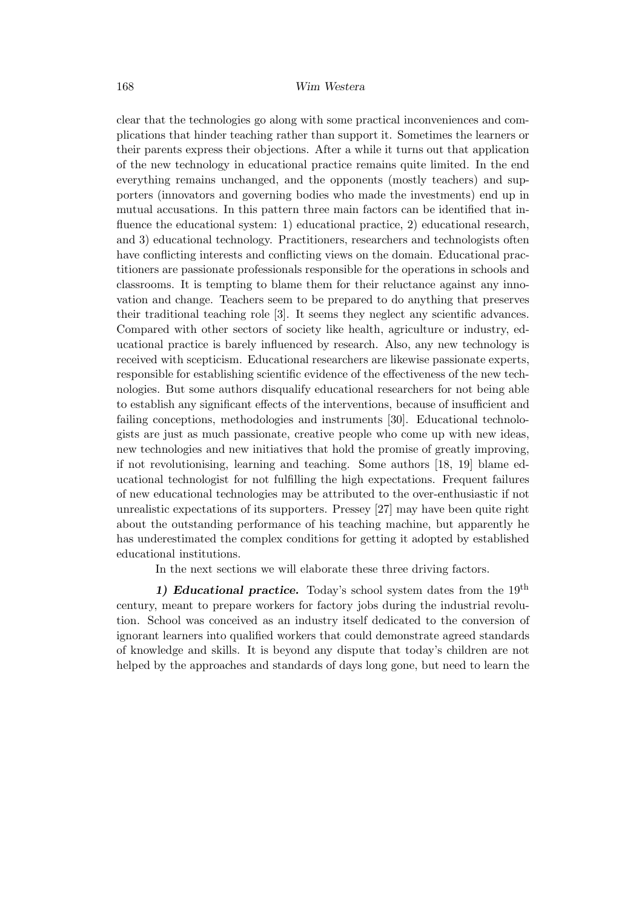clear that the technologies go along with some practical inconveniences and complications that hinder teaching rather than support it. Sometimes the learners or their parents express their objections. After a while it turns out that application of the new technology in educational practice remains quite limited. In the end everything remains unchanged, and the opponents (mostly teachers) and supporters (innovators and governing bodies who made the investments) end up in mutual accusations. In this pattern three main factors can be identified that influence the educational system: 1) educational practice, 2) educational research, and 3) educational technology. Practitioners, researchers and technologists often have conflicting interests and conflicting views on the domain. Educational practitioners are passionate professionals responsible for the operations in schools and classrooms. It is tempting to blame them for their reluctance against any innovation and change. Teachers seem to be prepared to do anything that preserves their traditional teaching role [3]. It seems they neglect any scientific advances. Compared with other sectors of society like health, agriculture or industry, educational practice is barely influenced by research. Also, any new technology is received with scepticism. Educational researchers are likewise passionate experts, responsible for establishing scientific evidence of the effectiveness of the new technologies. But some authors disqualify educational researchers for not being able to establish any significant effects of the interventions, because of insufficient and failing conceptions, methodologies and instruments [30]. Educational technologists are just as much passionate, creative people who come up with new ideas, new technologies and new initiatives that hold the promise of greatly improving, if not revolutionising, learning and teaching. Some authors [18, 19] blame educational technologist for not fulfilling the high expectations. Frequent failures of new educational technologies may be attributed to the over-enthusiastic if not unrealistic expectations of its supporters. Pressey [27] may have been quite right about the outstanding performance of his teaching machine, but apparently he has underestimated the complex conditions for getting it adopted by established educational institutions.

In the next sections we will elaborate these three driving factors.

***1) Educational practice.*** Today's school system dates from the 19th century, meant to prepare workers for factory jobs during the industrial revolution. School was conceived as an industry itself dedicated to the conversion of ignorant learners into qualified workers that could demonstrate agreed standards of knowledge and skills. It is beyond any dispute that today's children are not helped by the approaches and standards of days long gone, but need to learn the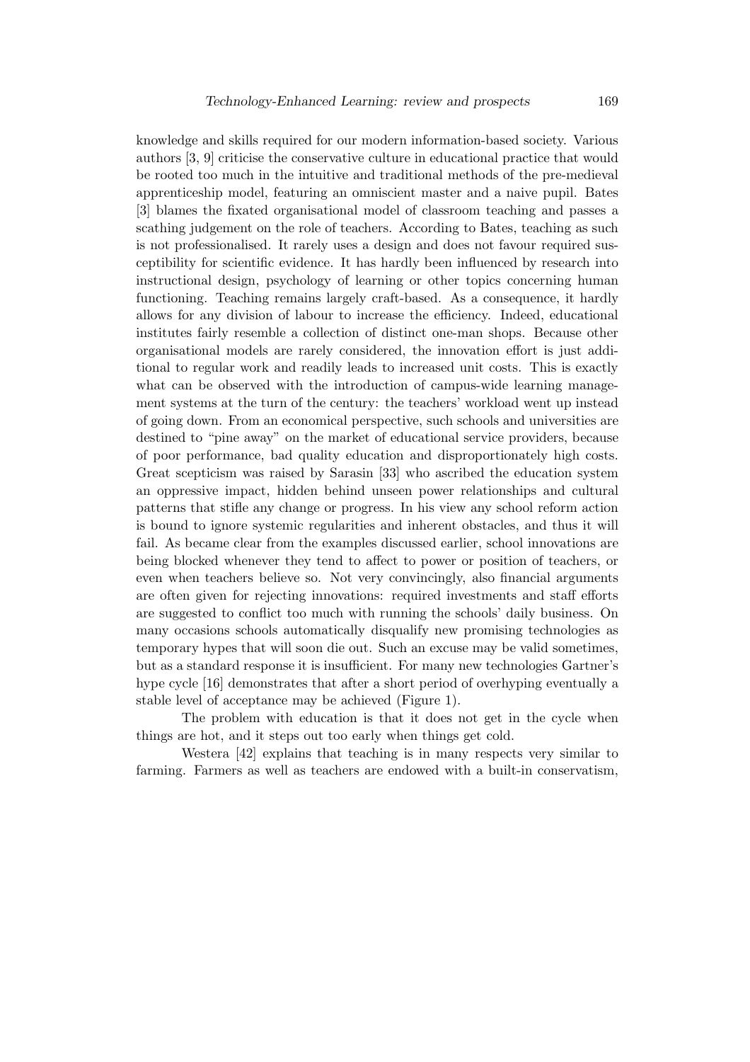knowledge and skills required for our modern information-based society. Various authors [3, 9] criticise the conservative culture in educational practice that would be rooted too much in the intuitive and traditional methods of the pre-medieval apprenticeship model, featuring an omniscient master and a naive pupil. Bates [3] blames the fixated organisational model of classroom teaching and passes a scathing judgement on the role of teachers. According to Bates, teaching as such is not professionalised. It rarely uses a design and does not favour required susceptibility for scientific evidence. It has hardly been influenced by research into instructional design, psychology of learning or other topics concerning human functioning. Teaching remains largely craft-based. As a consequence, it hardly allows for any division of labour to increase the efficiency. Indeed, educational institutes fairly resemble a collection of distinct one-man shops. Because other organisational models are rarely considered, the innovation effort is just additional to regular work and readily leads to increased unit costs. This is exactly what can be observed with the introduction of campus-wide learning management systems at the turn of the century: the teachers' workload went up instead of going down. From an economical perspective, such schools and universities are destined to "pine away" on the market of educational service providers, because of poor performance, bad quality education and disproportionately high costs. Great scepticism was raised by Sarasin [33] who ascribed the education system an oppressive impact, hidden behind unseen power relationships and cultural patterns that stifle any change or progress. In his view any school reform action is bound to ignore systemic regularities and inherent obstacles, and thus it will fail. As became clear from the examples discussed earlier, school innovations are being blocked whenever they tend to affect to power or position of teachers, or even when teachers believe so. Not very convincingly, also financial arguments are often given for rejecting innovations: required investments and staff efforts are suggested to conflict too much with running the schools' daily business. On many occasions schools automatically disqualify new promising technologies as temporary hypes that will soon die out. Such an excuse may be valid sometimes, but as a standard response it is insufficient. For many new technologies Gartner's hype cycle [16] demonstrates that after a short period of overhyping eventually a stable level of acceptance may be achieved (Figure 1).

The problem with education is that it does not get in the cycle when things are hot, and it steps out too early when things get cold.

Westera [42] explains that teaching is in many respects very similar to farming. Farmers as well as teachers are endowed with a built-in conservatism,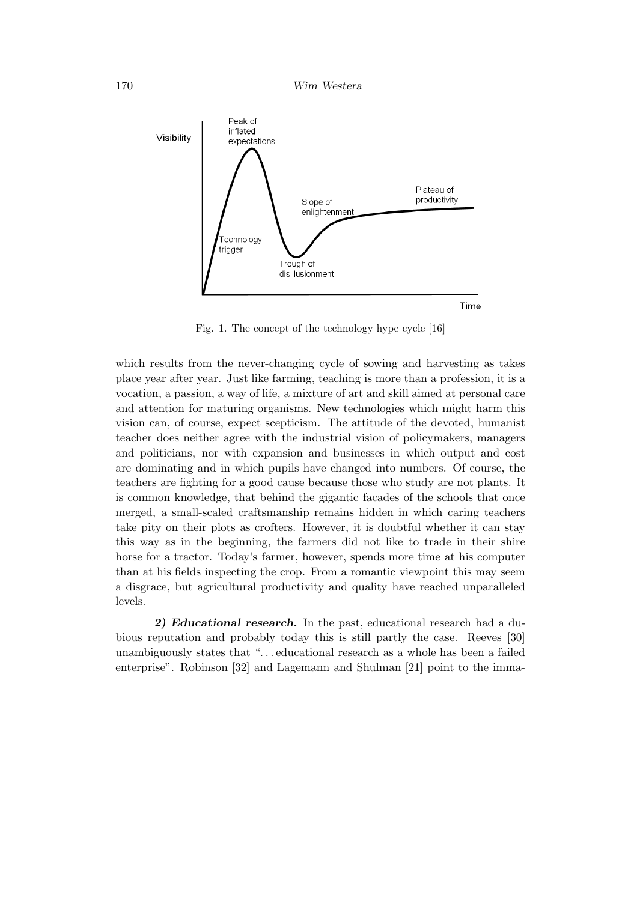Fig. 1. The concept of the technology hype cycle [16]

which results from the never-changing cycle of sowing and harvesting as takes place year after year. Just like farming, teaching is more than a profession, it is a vocation, a passion, a way of life, a mixture of art and skill aimed at personal care and attention for maturing organisms. New technologies which might harm this vision can, of course, expect scepticism. The attitude of the devoted, humanist teacher does neither agree with the industrial vision of policymakers, managers and politicians, nor with expansion and businesses in which output and cost are dominating and in which pupils have changed into numbers. Of course, the teachers are fighting for a good cause because those who study are not plants. It is common knowledge, that behind the gigantic facades of the schools that once merged, a small-scaled craftsmanship remains hidden in which caring teachers take pity on their plots as crofters. However, it is doubtful whether it can stay this way as in the beginning, the farmers did not like to trade in their shire horse for a tractor. Today's farmer, however, spends more time at his computer than at his fields inspecting the crop. From a romantic viewpoint this may seem a disgrace, but agricultural productivity and quality have reached unparalleled levels.

***2) Educational research.*** In the past, educational research had a dubious reputation and probably today this is still partly the case. Reeves [30] unambiguously states that "...educational research as a whole has been a failed enterprise". Robinson [32] and Lagemann and Shulman [21] point to the imma-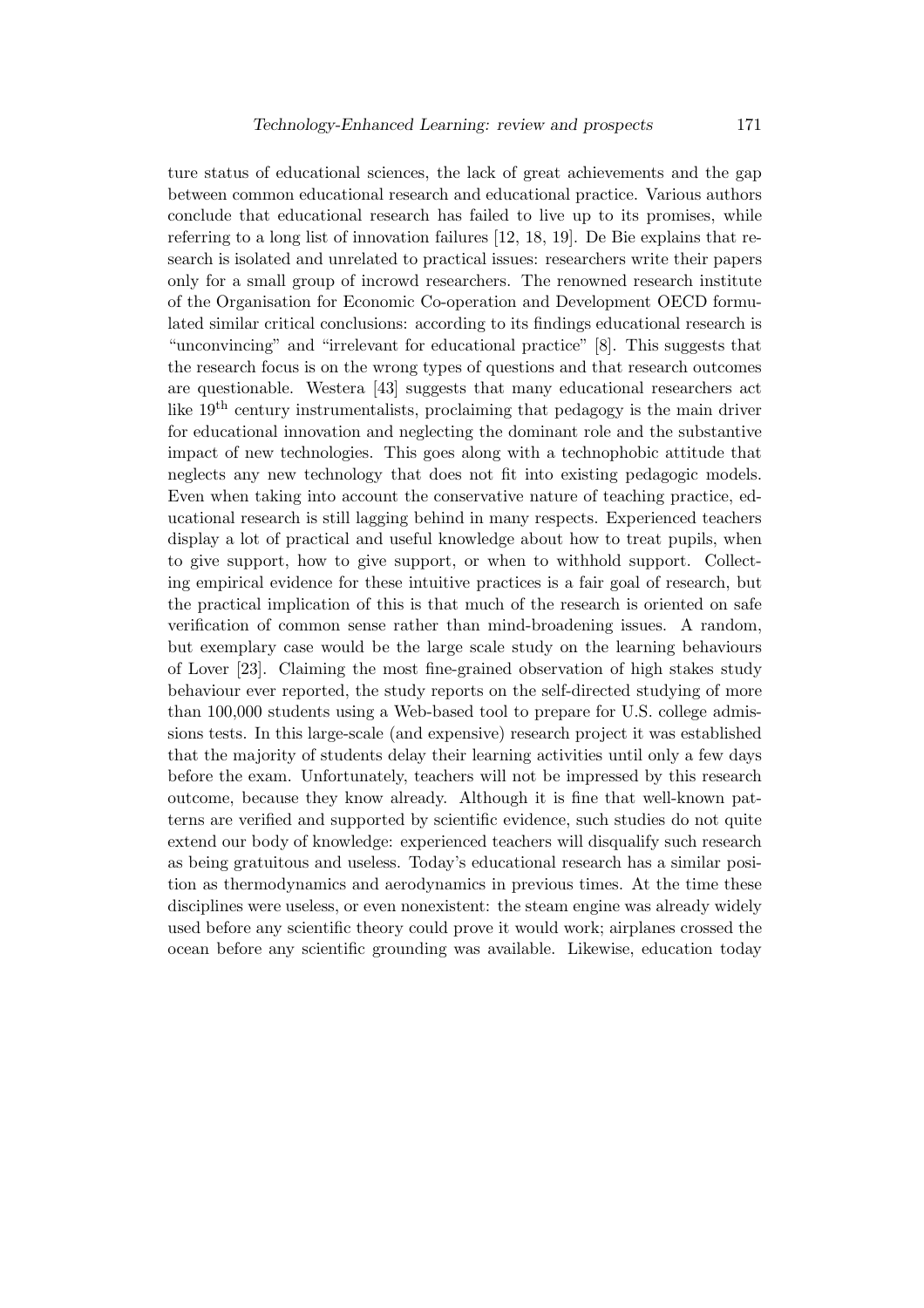ture status of educational sciences, the lack of great achievements and the gap between common educational research and educational practice. Various authors conclude that educational research has failed to live up to its promises, while referring to a long list of innovation failures [12, 18, 19]. De Bie explains that research is isolated and unrelated to practical issues: researchers write their papers only for a small group of incrowd researchers. The renowned research institute of the Organisation for Economic Co-operation and Development OECD formulated similar critical conclusions: according to its findings educational research is "unconvincing" and "irrelevant for educational practice" [8]. This suggests that the research focus is on the wrong types of questions and that research outcomes are questionable. Westera [43] suggests that many educational researchers act like 19$^{\text{th}}$ century instrumentalists, proclaiming that pedagogy is the main driver for educational innovation and neglecting the dominant role and the substantive impact of new technologies. This goes along with a technophobic attitude that neglects any new technology that does not fit into existing pedagogic models. Even when taking into account the conservative nature of teaching practice, educational research is still lagging behind in many respects. Experienced teachers display a lot of practical and useful knowledge about how to treat pupils, when to give support, how to give support, or when to withhold support. Collecting empirical evidence for these intuitive practices is a fair goal of research, but the practical implication of this is that much of the research is oriented on safe verification of common sense rather than mind-broadening issues. A random, but exemplary case would be the large scale study on the learning behaviours of Lover [23]. Claiming the most fine-grained observation of high stakes study behaviour ever reported, the study reports on the self-directed studying of more than 100,000 students using a Web-based tool to prepare for U.S. college admissions tests. In this large-scale (and expensive) research project it was established that the majority of students delay their learning activities until only a few days before the exam. Unfortunately, teachers will not be impressed by this research outcome, because they know already. Although it is fine that well-known patterns are verified and supported by scientific evidence, such studies do not quite extend our body of knowledge: experienced teachers will disqualify such research as being gratuitous and useless. Today's educational research has a similar position as thermodynamics and aerodynamics in previous times. At the time these disciplines were useless, or even nonexistent: the steam engine was already widely used before any scientific theory could prove it would work; airplanes crossed the ocean before any scientific grounding was available. Likewise, education today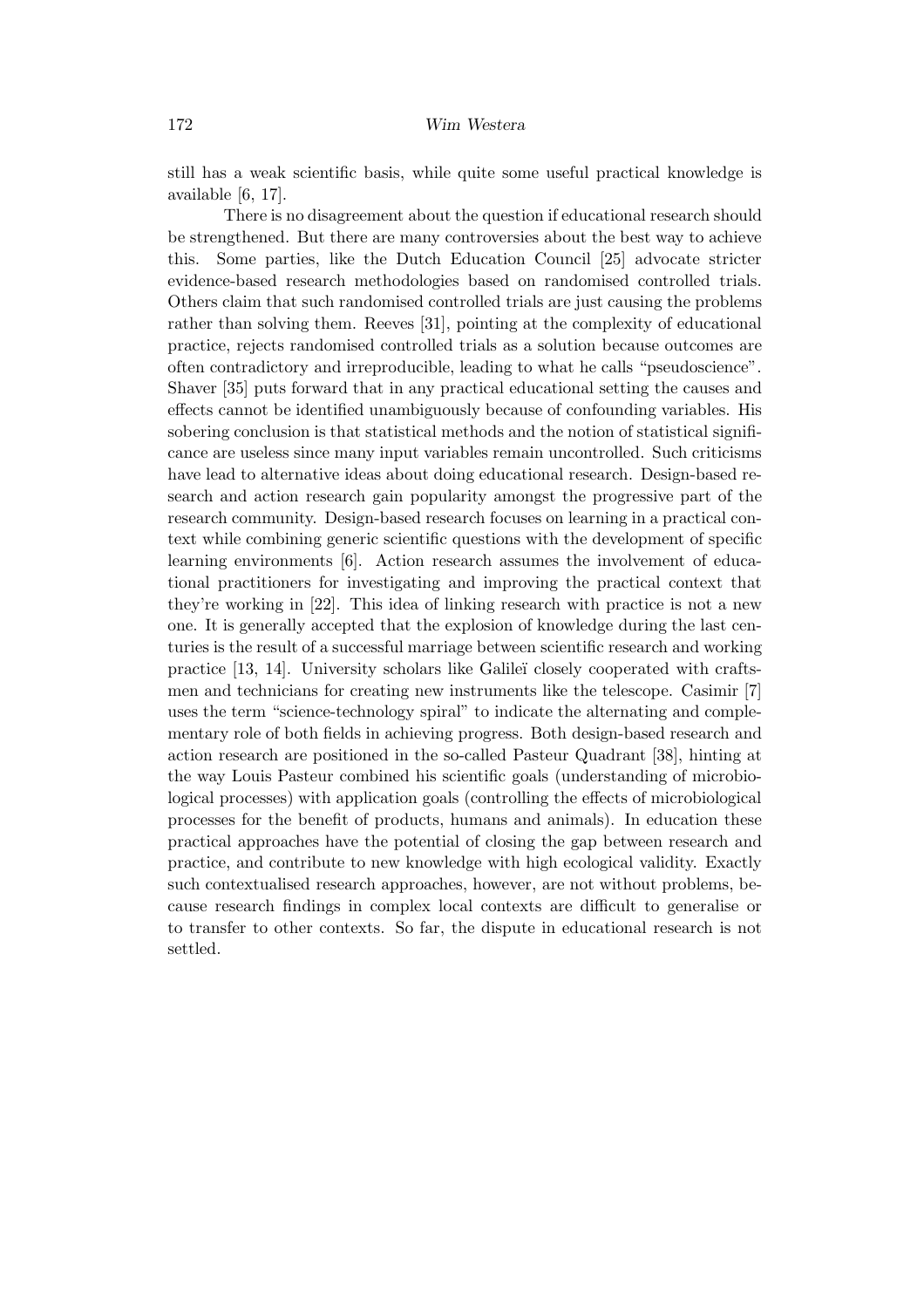still has a weak scientific basis, while quite some useful practical knowledge is available [6, 17].

There is no disagreement about the question if educational research should be strengthened. But there are many controversies about the best way to achieve this. Some parties, like the Dutch Education Council [25] advocate stricter evidence-based research methodologies based on randomised controlled trials. Others claim that such randomised controlled trials are just causing the problems rather than solving them. Reeves [31], pointing at the complexity of educational practice, rejects randomised controlled trials as a solution because outcomes are often contradictory and irreproducible, leading to what he calls "pseudoscience". Shaver [35] puts forward that in any practical educational setting the causes and effects cannot be identified unambiguously because of confounding variables. His sobering conclusion is that statistical methods and the notion of statistical significance are useless since many input variables remain uncontrolled. Such criticisms have lead to alternative ideas about doing educational research. Design-based research and action research gain popularity amongst the progressive part of the research community. Design-based research focuses on learning in a practical context while combining generic scientific questions with the development of specific learning environments [6]. Action research assumes the involvement of educational practitioners for investigating and improving the practical context that they're working in [22]. This idea of linking research with practice is not a new one. It is generally accepted that the explosion of knowledge during the last centuries is the result of a successful marriage between scientific research and working practice [13, 14]. University scholars like Galileï closely cooperated with craftsmen and technicians for creating new instruments like the telescope. Casimir [7] uses the term "science-technology spiral" to indicate the alternating and complementary role of both fields in achieving progress. Both design-based research and action research are positioned in the so-called Pasteur Quadrant [38], hinting at the way Louis Pasteur combined his scientific goals (understanding of microbiological processes) with application goals (controlling the effects of microbiological processes for the benefit of products, humans and animals). In education these practical approaches have the potential of closing the gap between research and practice, and contribute to new knowledge with high ecological validity. Exactly such contextualised research approaches, however, are not without problems, because research findings in complex local contexts are difficult to generalise or to transfer to other contexts. So far, the dispute in educational research is not settled.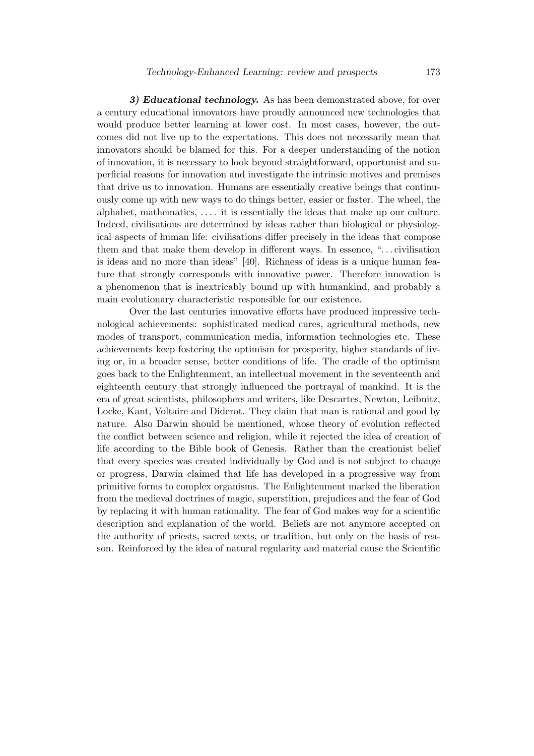***3) Educational technology.*** As has been demonstrated above, for over a century educational innovators have proudly announced new technologies that would produce better learning at lower cost. In most cases, however, the outcomes did not live up to the expectations. This does not necessarily mean that innovators should be blamed for this. For a deeper understanding of the notion of innovation, it is necessary to look beyond straightforward, opportunist and superficial reasons for innovation and investigate the intrinsic motives and premises that drive us to innovation. Humans are essentially creative beings that continuously come up with new ways to do things better, easier or faster. The wheel, the alphabet, mathematics, .... it is essentially the ideas that make up our culture. Indeed, civilisations are determined by ideas rather than biological or physiological aspects of human life: civilisations differ precisely in the ideas that compose them and that make them develop in different ways. In essence, "...civilisation is ideas and no more than ideas" [40]. Richness of ideas is a unique human feature that strongly corresponds with innovative power. Therefore innovation is a phenomenon that is inextricably bound up with humankind, and probably a main evolutionary characteristic responsible for our existence.

Over the last centuries innovative efforts have produced impressive technological achievements: sophisticated medical cures, agricultural methods, new modes of transport, communication media, information technologies etc. These achievements keep fostering the optimism for prosperity, higher standards of living or, in a broader sense, better conditions of life. The cradle of the optimism goes back to the Enlightenment, an intellectual movement in the seventeenth and eighteenth century that strongly influenced the portrayal of mankind. It is the era of great scientists, philosophers and writers, like Descartes, Newton, Leibnitz, Locke, Kant, Voltaire and Diderot. They claim that man is rational and good by nature. Also Darwin should be mentioned, whose theory of evolution reflected the conflict between science and religion, while it rejected the idea of creation of life according to the Bible book of Genesis. Rather than the creationist belief that every species was created individually by God and is not subject to change or progress, Darwin claimed that life has developed in a progressive way from primitive forms to complex organisms. The Enlightenment marked the liberation from the medieval doctrines of magic, superstition, prejudices and the fear of God by replacing it with human rationality. The fear of God makes way for a scientific description and explanation of the world. Beliefs are not anymore accepted on the authority of priests, sacred texts, or tradition, but only on the basis of reason. Reinforced by the idea of natural regularity and material cause the Scientific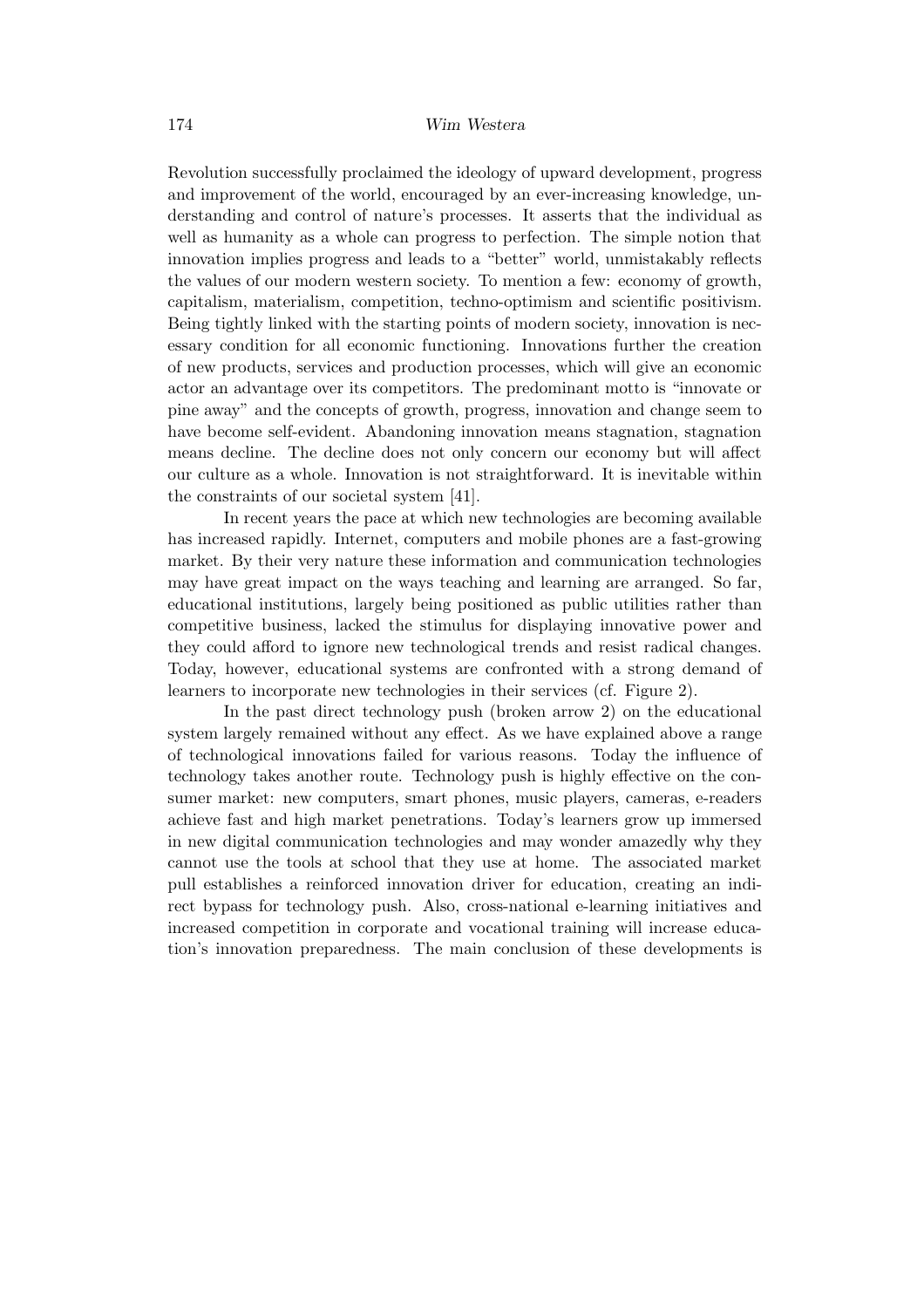Revolution successfully proclaimed the ideology of upward development, progress and improvement of the world, encouraged by an ever-increasing knowledge, understanding and control of nature's processes. It asserts that the individual as well as humanity as a whole can progress to perfection. The simple notion that innovation implies progress and leads to a "better" world, unmistakably reflects the values of our modern western society. To mention a few: economy of growth, capitalism, materialism, competition, techno-optimism and scientific positivism. Being tightly linked with the starting points of modern society, innovation is necessary condition for all economic functioning. Innovations further the creation of new products, services and production processes, which will give an economic actor an advantage over its competitors. The predominant motto is "innovate or pine away" and the concepts of growth, progress, innovation and change seem to have become self-evident. Abandoning innovation means stagnation, stagnation means decline. The decline does not only concern our economy but will affect our culture as a whole. Innovation is not straightforward. It is inevitable within the constraints of our societal system [41].

In recent years the pace at which new technologies are becoming available has increased rapidly. Internet, computers and mobile phones are a fast-growing market. By their very nature these information and communication technologies may have great impact on the ways teaching and learning are arranged. So far, educational institutions, largely being positioned as public utilities rather than competitive business, lacked the stimulus for displaying innovative power and they could afford to ignore new technological trends and resist radical changes. Today, however, educational systems are confronted with a strong demand of learners to incorporate new technologies in their services (cf. Figure 2).

In the past direct technology push (broken arrow 2) on the educational system largely remained without any effect. As we have explained above a range of technological innovations failed for various reasons. Today the influence of technology takes another route. Technology push is highly effective on the consumer market: new computers, smart phones, music players, cameras, e-readers achieve fast and high market penetrations. Today's learners grow up immersed in new digital communication technologies and may wonder amazedly why they cannot use the tools at school that they use at home. The associated market pull establishes a reinforced innovation driver for education, creating an indirect bypass for technology push. Also, cross-national e-learning initiatives and increased competition in corporate and vocational training will increase education's innovation preparedness. The main conclusion of these developments is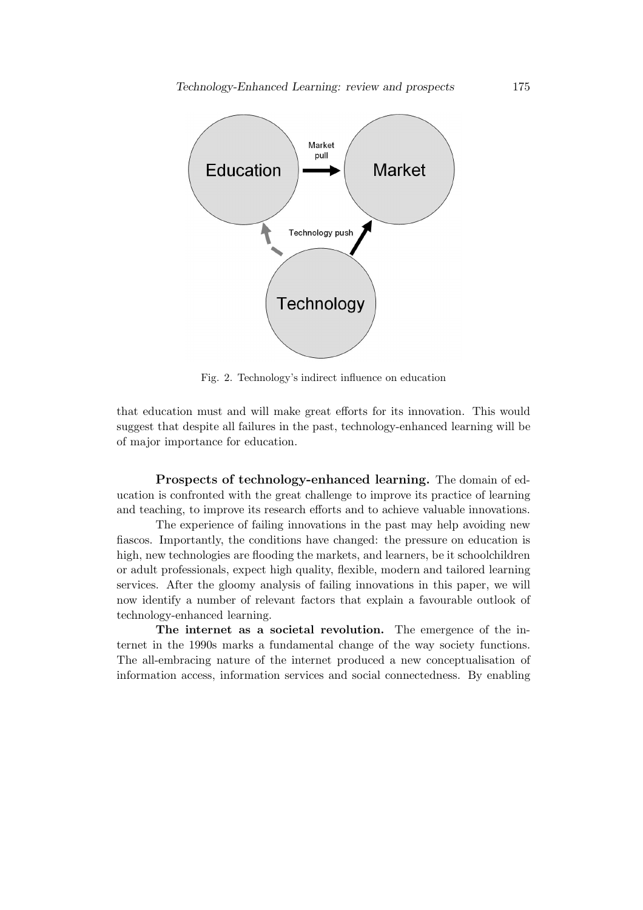Fig. 2. Technology's indirect influence on education

that education must and will make great efforts for its innovation. This would suggest that despite all failures in the past, technology-enhanced learning will be of major importance for education.

**Prospects of technology-enhanced learning.** The domain of education is confronted with the great challenge to improve its practice of learning and teaching, to improve its research efforts and to achieve valuable innovations.

The experience of failing innovations in the past may help avoiding new fiascos. Importantly, the conditions have changed: the pressure on education is high, new technologies are flooding the markets, and learners, be it schoolchildren or adult professionals, expect high quality, flexible, modern and tailored learning services. After the gloomy analysis of failing innovations in this paper, we will now identify a number of relevant factors that explain a favourable outlook of technology-enhanced learning.

**The internet as a societal revolution.** The emergence of the internet in the 1990s marks a fundamental change of the way society functions. The all-embracing nature of the internet produced a new conceptualisation of information access, information services and social connectedness. By enabling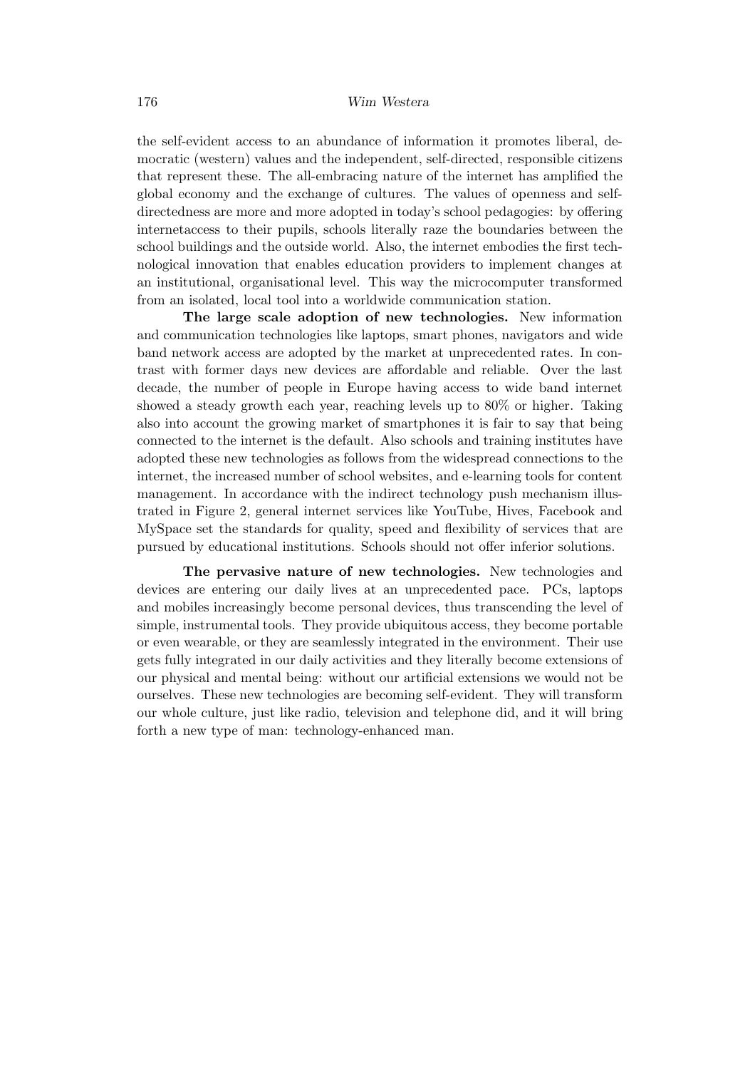the self-evident access to an abundance of information it promotes liberal, democratic (western) values and the independent, self-directed, responsible citizens that represent these. The all-embracing nature of the internet has amplified the global economy and the exchange of cultures. The values of openness and self-directedness are more and more adopted in today's school pedagogies: by offering internetaccess to their pupils, schools literally raze the boundaries between the school buildings and the outside world. Also, the internet embodies the first technological innovation that enables education providers to implement changes at an institutional, organisational level. This way the microcomputer transformed from an isolated, local tool into a worldwide communication station.

**The large scale adoption of new technologies.** New information and communication technologies like laptops, smart phones, navigators and wide band network access are adopted by the market at unprecedented rates. In contrast with former days new devices are affordable and reliable. Over the last decade, the number of people in Europe having access to wide band internet showed a steady growth each year, reaching levels up to 80% or higher. Taking also into account the growing market of smartphones it is fair to say that being connected to the internet is the default. Also schools and training institutes have adopted these new technologies as follows from the widespread connections to the internet, the increased number of school websites, and e-learning tools for content management. In accordance with the indirect technology push mechanism illustrated in Figure 2, general internet services like YouTube, Hives, Facebook and MySpace set the standards for quality, speed and flexibility of services that are pursued by educational institutions. Schools should not offer inferior solutions.

**The pervasive nature of new technologies.** New technologies and devices are entering our daily lives at an unprecedented pace. PCs, laptops and mobiles increasingly become personal devices, thus transcending the level of simple, instrumental tools. They provide ubiquitous access, they become portable or even wearable, or they are seamlessly integrated in the environment. Their use gets fully integrated in our daily activities and they literally become extensions of our physical and mental being: without our artificial extensions we would not be ourselves. These new technologies are becoming self-evident. They will transform our whole culture, just like radio, television and telephone did, and it will bring forth a new type of man: technology-enhanced man.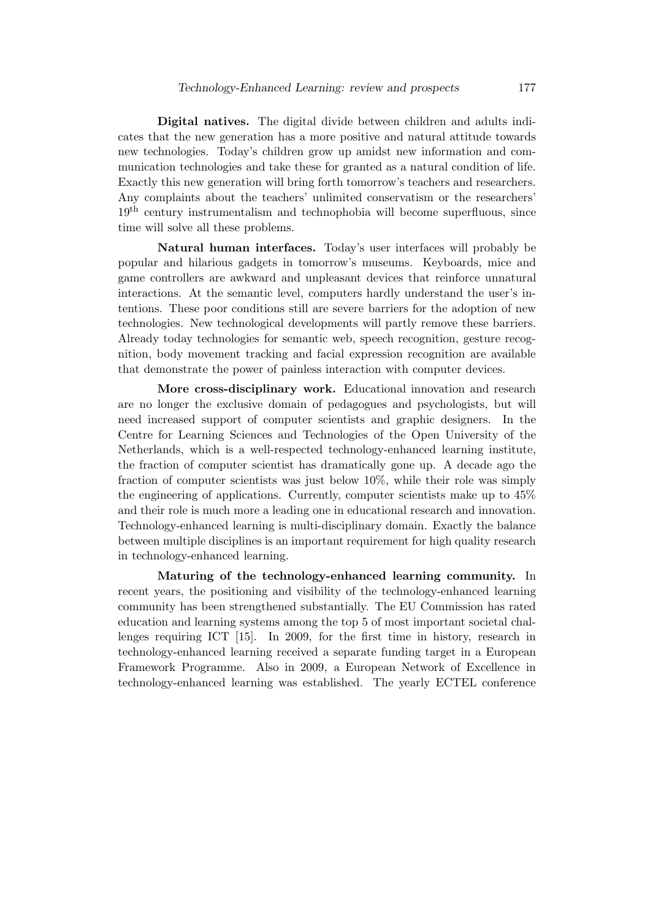**Digital natives.** The digital divide between children and adults indicates that the new generation has a more positive and natural attitude towards new technologies. Today's children grow up amidst new information and communication technologies and take these for granted as a natural condition of life. Exactly this new generation will bring forth tomorrow's teachers and researchers. Any complaints about the teachers' unlimited conservatism or the researchers' $19^{th}$ century instrumentalism and technophobia will become superfluous, since time will solve all these problems.

**Natural human interfaces.** Today's user interfaces will probably be popular and hilarious gadgets in tomorrow's museums. Keyboards, mice and game controllers are awkward and unpleasant devices that reinforce unnatural interactions. At the semantic level, computers hardly understand the user's intentions. These poor conditions still are severe barriers for the adoption of new technologies. New technological developments will partly remove these barriers. Already today technologies for semantic web, speech recognition, gesture recognition, body movement tracking and facial expression recognition are available that demonstrate the power of painless interaction with computer devices.

**More cross-disciplinary work.** Educational innovation and research are no longer the exclusive domain of pedagogues and psychologists, but will need increased support of computer scientists and graphic designers. In the Centre for Learning Sciences and Technologies of the Open University of the Netherlands, which is a well-respected technology-enhanced learning institute, the fraction of computer scientist has dramatically gone up. A decade ago the fraction of computer scientists was just below 10%, while their role was simply the engineering of applications. Currently, computer scientists make up to 45% and their role is much more a leading one in educational research and innovation. Technology-enhanced learning is multi-disciplinary domain. Exactly the balance between multiple disciplines is an important requirement for high quality research in technology-enhanced learning.

**Maturing of the technology-enhanced learning community.** In recent years, the positioning and visibility of the technology-enhanced learning community has been strengthened substantially. The EU Commission has rated education and learning systems among the top 5 of most important societal challenges requiring ICT [15]. In 2009, for the first time in history, research in technology-enhanced learning received a separate funding target in a European Framework Programme. Also in 2009, a European Network of Excellence in technology-enhanced learning was established. The yearly ECTEL conference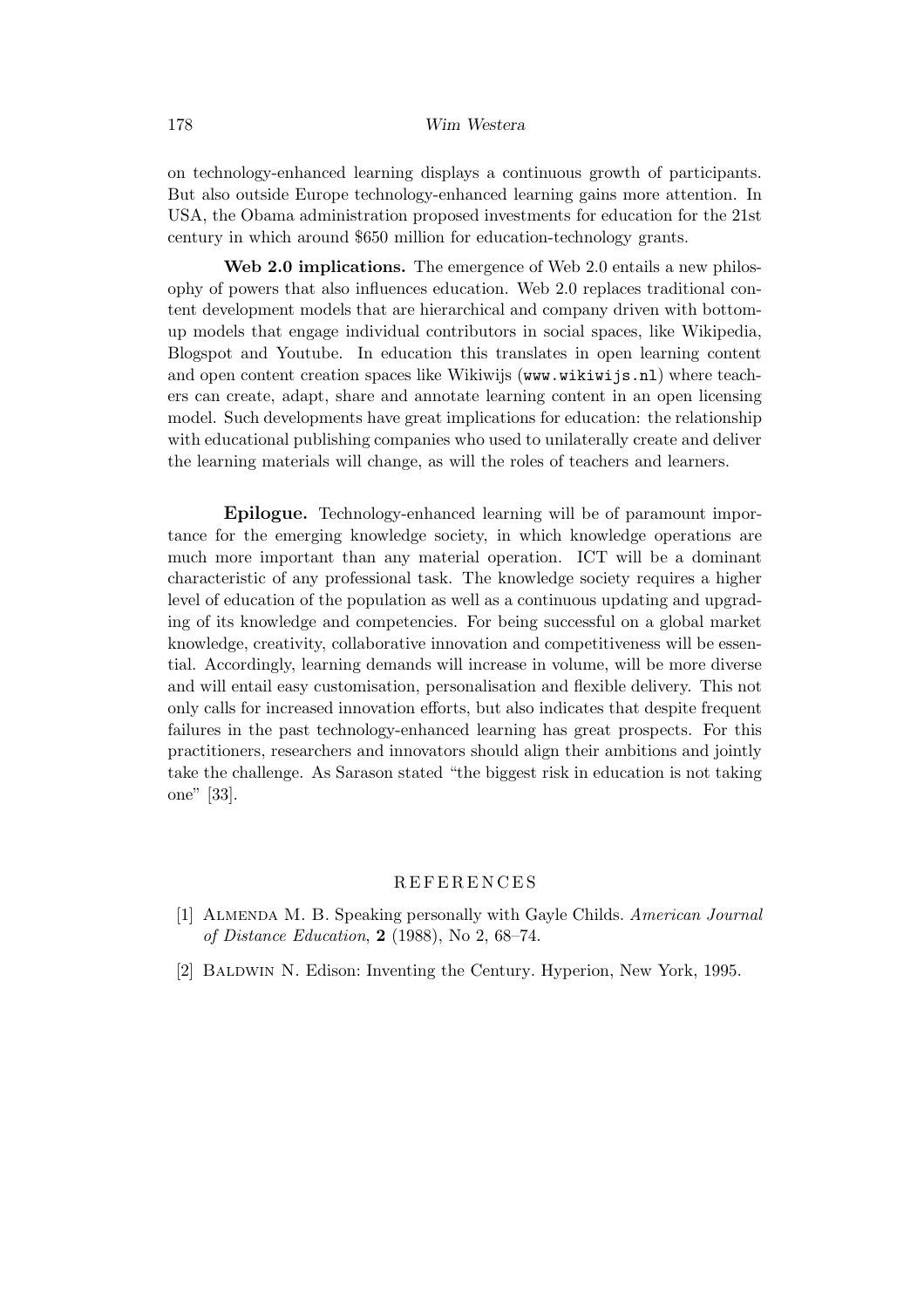on technology-enhanced learning displays a continuous growth of participants. But also outside Europe technology-enhanced learning gains more attention. In USA, the Obama administration proposed investments for education for the 21st century in which around $650 million for education-technology grants.

**Web 2.0 implications.** The emergence of Web 2.0 entails a new philosophy of powers that also influences education. Web 2.0 replaces traditional content development models that are hierarchical and company driven with bottom-up models that engage individual contributors in social spaces, like Wikipedia, Blogspot and Youtube. In education this translates in open learning content and open content creation spaces like Wikiwijs (`www.wikiwijs.nl`) where teachers can create, adapt, share and annotate learning content in an open licensing model. Such developments have great implications for education: the relationship with educational publishing companies who used to unilaterally create and deliver the learning materials will change, as will the roles of teachers and learners.

**Epilogue.** Technology-enhanced learning will be of paramount importance for the emerging knowledge society, in which knowledge operations are much more important than any material operation. ICT will be a dominant characteristic of any professional task. The knowledge society requires a higher level of education of the population as well as a continuous updating and upgrading of its knowledge and competencies. For being successful on a global market knowledge, creativity, collaborative innovation and competitiveness will be essential. Accordingly, learning demands will increase in volume, will be more diverse and will entail easy customisation, personalisation and flexible delivery. This not only calls for increased innovation efforts, but also indicates that despite frequent failures in the past technology-enhanced learning has great prospects. For this practitioners, researchers and innovators should align their ambitions and jointly take the challenge. As Sarason stated "the biggest risk in education is not taking one" [33].

## REFERENCES

[1] Almenda M. B. Speaking personally with Gayle Childs. *American Journal of Distance Education*, **2** (1988), No 2, 68–74.

[2] Baldwin N. Edison: Inventing the Century. Hyperion, New York, 1995.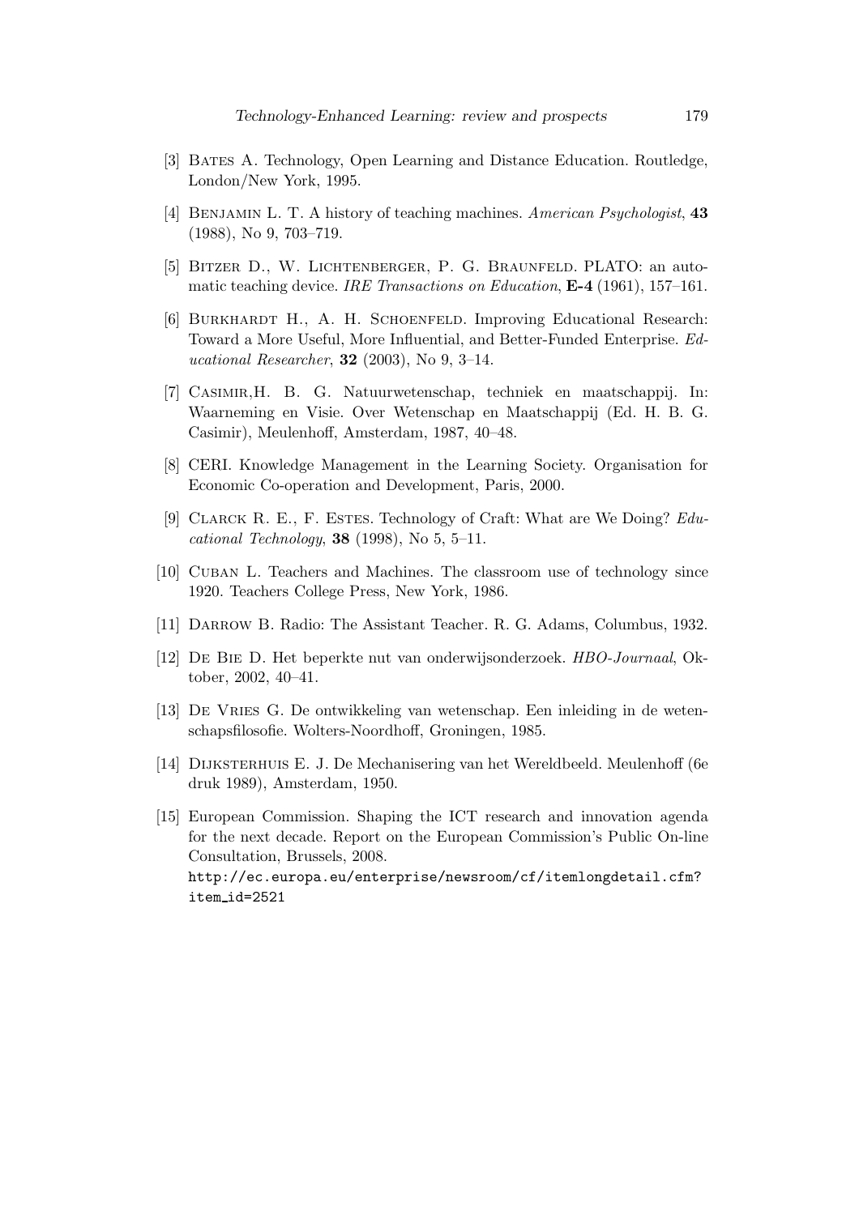[3] Bates A. Technology, Open Learning and Distance Education. Routledge, London/New York, 1995.

[4] Benjamin L. T. A history of teaching machines. *American Psychologist*, **43** (1988), No 9, 703–719.

[5] Bitzer D., W. Lichtenberger, P. G. Braunfeld. PLATO: an automatic teaching device. *IRE Transactions on Education*, **E-4** (1961), 157–161.

[6] Burkhardt H., A. H. Schoenfeld. Improving Educational Research: Toward a More Useful, More Influential, and Better-Funded Enterprise. *Educational Researcher*, **32** (2003), No 9, 3–14.

[7] Casimir,H. B. G. Natuurwetenschap, techniek en maatschappij. In: Waarneming en Visie. Over Wetenschap en Maatschappij (Ed. H. B. G. Casimir), Meulenhoff, Amsterdam, 1987, 40–48.

[8] CERI. Knowledge Management in the Learning Society. Organisation for Economic Co-operation and Development, Paris, 2000.

[9] Clarck R. E., F. Estes. Technology of Craft: What are We Doing? *Educational Technology*, **38** (1998), No 5, 5–11.

[10] Cuban L. Teachers and Machines. The classroom use of technology since 1920. Teachers College Press, New York, 1986.

[11] Darrow B. Radio: The Assistant Teacher. R. G. Adams, Columbus, 1932.

[12] De Bie D. Het beperkte nut van onderwijsonderzoek. *HBO-Journaal*, Oktober, 2002, 40–41.

[13] De Vries G. De ontwikkeling van wetenschap. Een inleiding in de wetenschapsfilosofie. Wolters-Noordhoff, Groningen, 1985.

[14] Dijksterhuis E. J. De Mechanisering van het Wereldbeeld. Meulenhoff (6e druk 1989), Amsterdam, 1950.

[15] European Commission. Shaping the ICT research and innovation agenda for the next decade. Report on the European Commission's Public On-line Consultation, Brussels, 2008. `http://ec.europa.eu/enterprise/newsroom/cf/itemlongdetail.cfm?item_id=2521`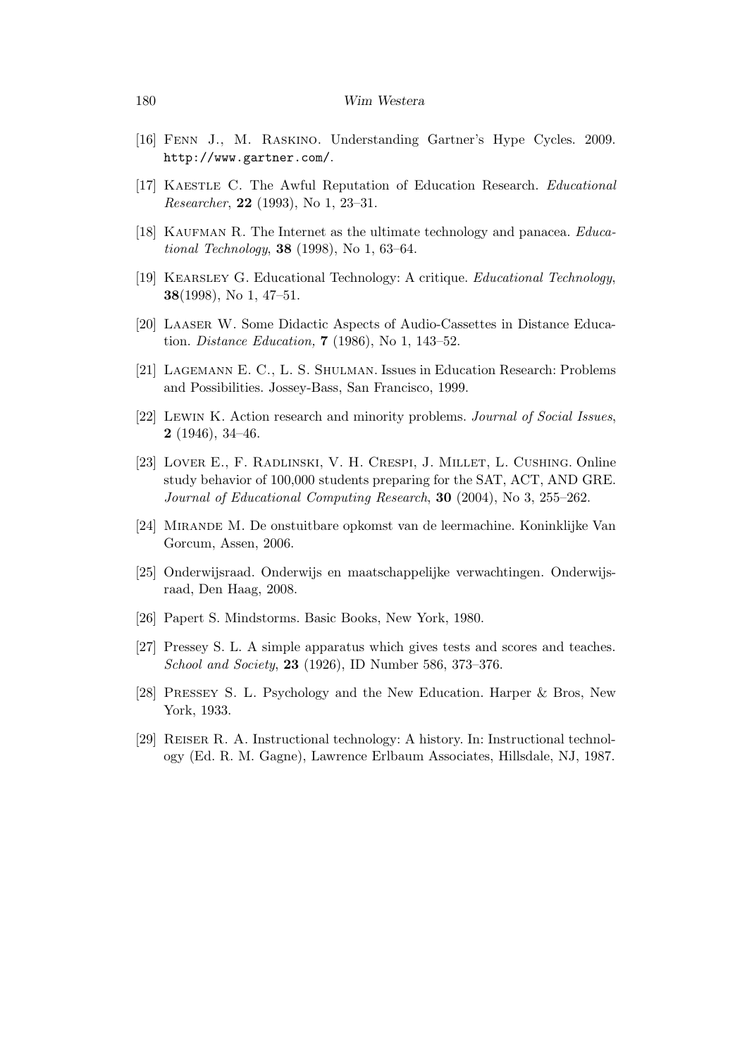[16] Fenn J., M. Raskino. Understanding Gartner's Hype Cycles. 2009. http://www.gartner.com/.

[17] Kaestle C. The Awful Reputation of Education Research. *Educational Researcher*, **22** (1993), No 1, 23–31.

[18] Kaufman R. The Internet as the ultimate technology and panacea. *Educational Technology*, **38** (1998), No 1, 63–64.

[19] Kearsley G. Educational Technology: A critique. *Educational Technology*, **38**(1998), No 1, 47–51.

[20] Laaser W. Some Didactic Aspects of Audio-Cassettes in Distance Education. *Distance Education,* **7** (1986), No 1, 143–52.

[21] Lagemann E. C., L. S. Shulman. Issues in Education Research: Problems and Possibilities. Jossey-Bass, San Francisco, 1999.

[22] Lewin K. Action research and minority problems. *Journal of Social Issues*, **2** (1946), 34–46.

[23] Lover E., F. Radlinski, V. H. Crespi, J. Millet, L. Cushing. Online study behavior of 100,000 students preparing for the SAT, ACT, AND GRE. *Journal of Educational Computing Research*, **30** (2004), No 3, 255–262.

[24] Mirande M. De onstuitbare opkomst van de leermachine. Koninklijke Van Gorcum, Assen, 2006.

[25] Onderwijsraad. Onderwijs en maatschappelijke verwachtingen. Onderwijsraad, Den Haag, 2008.

[26] Papert S. Mindstorms. Basic Books, New York, 1980.

[27] Pressey S. L. A simple apparatus which gives tests and scores and teaches. *School and Society*, **23** (1926), ID Number 586, 373–376.

[28] Pressey S. L. Psychology and the New Education. Harper & Bros, New York, 1933.

[29] Reiser R. A. Instructional technology: A history. In: Instructional technology (Ed. R. M. Gagne), Lawrence Erlbaum Associates, Hillsdale, NJ, 1987.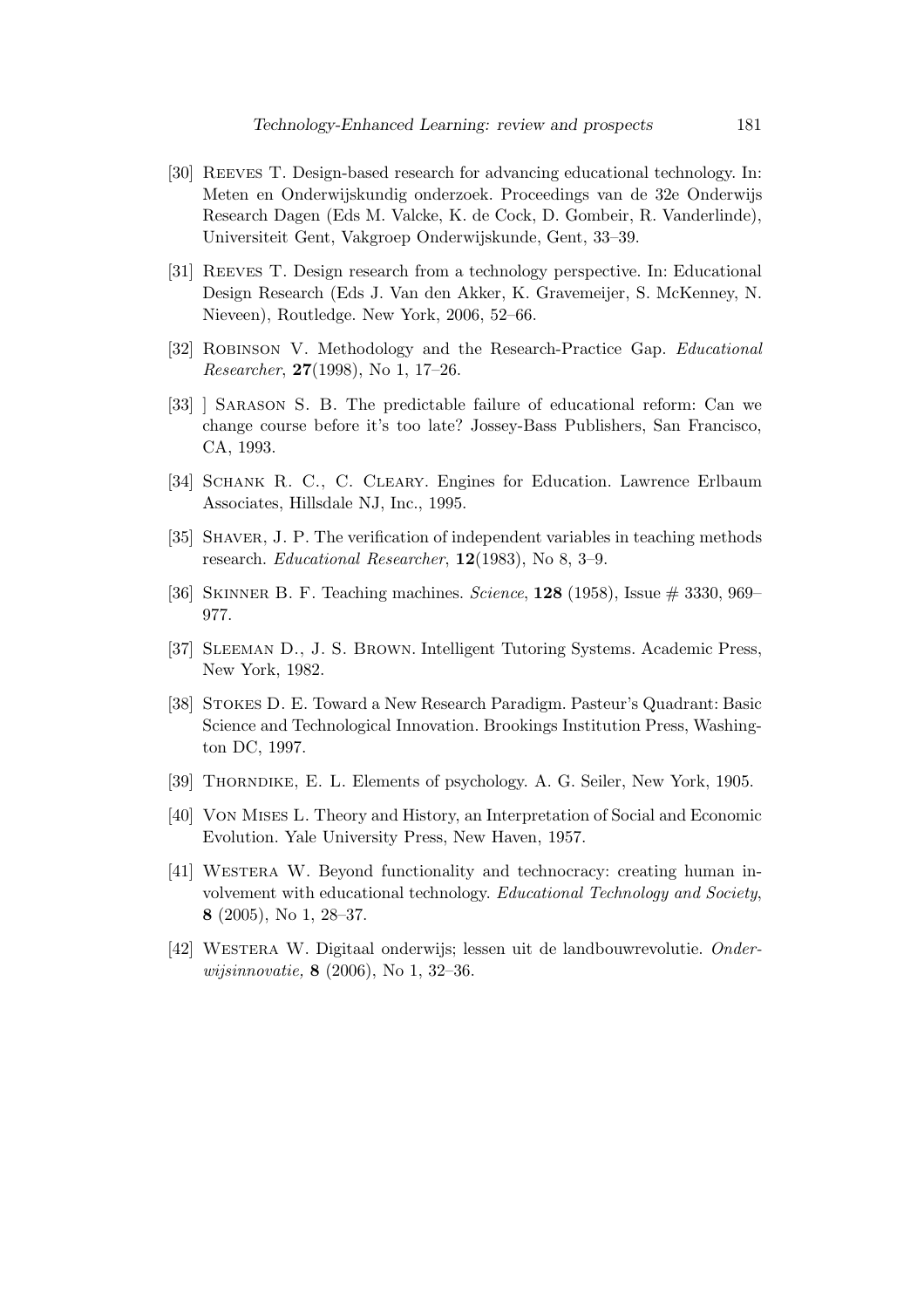[30] Reeves T. Design-based research for advancing educational technology. In: Meten en Onderwijskundig onderzoek. Proceedings van de 32e Onderwijs Research Dagen (Eds M. Valcke, K. de Cock, D. Gombeir, R. Vanderlinde), Universiteit Gent, Vakgroep Onderwijskunde, Gent, 33–39.

[31] Reeves T. Design research from a technology perspective. In: Educational Design Research (Eds J. Van den Akker, K. Gravemeijer, S. McKenney, N. Nieveen), Routledge. New York, 2006, 52–66.

[32] Robinson V. Methodology and the Research-Practice Gap. *Educational Researcher*, **27**(1998), No 1, 17–26.

[33] ] Sarason S. B. The predictable failure of educational reform: Can we change course before it's too late? Jossey-Bass Publishers, San Francisco, CA, 1993.

[34] Schank R. C., C. Cleary. Engines for Education. Lawrence Erlbaum Associates, Hillsdale NJ, Inc., 1995.

[35] Shaver, J. P. The verification of independent variables in teaching methods research. *Educational Researcher*, **12**(1983), No 8, 3–9.

[36] Skinner B. F. Teaching machines. *Science*, **128** (1958), Issue # 3330, 969–977.

[37] Sleeman D., J. S. Brown. Intelligent Tutoring Systems. Academic Press, New York, 1982.

[38] Stokes D. E. Toward a New Research Paradigm. Pasteur's Quadrant: Basic Science and Technological Innovation. Brookings Institution Press, Washington DC, 1997.

[39] Thorndike, E. L. Elements of psychology. A. G. Seiler, New York, 1905.

[40] Von Mises L. Theory and History, an Interpretation of Social and Economic Evolution. Yale University Press, New Haven, 1957.

[41] Westera W. Beyond functionality and technocracy: creating human involvement with educational technology. *Educational Technology and Society*, **8** (2005), No 1, 28–37.

[42] Westera W. Digitaal onderwijs; lessen uit de landbouwrevolutie. *Onderwijsinnovatie,* **8** (2006), No 1, 32–36.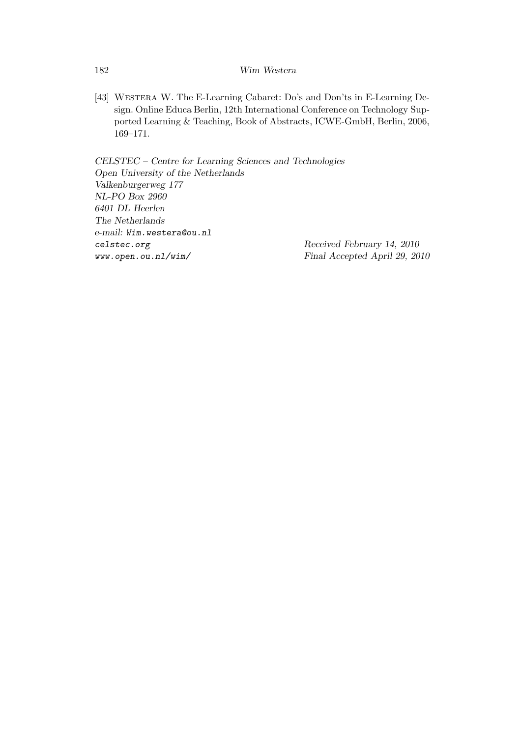[43] Westera W. The E-Learning Cabaret: Do's and Don'ts in E-Learning Design. Online Educa Berlin, 12th International Conference on Technology Supported Learning & Teaching, Book of Abstracts, ICWE-GmbH, Berlin, 2006, 169–171.

*CELSTEC – Centre for Learning Sciences and Technologies*
*Open University of the Netherlands*
*Valkenburgerweg 177*
*NL-PO Box 2960*
*6401 DL Heerlen*
*The Netherlands*
*e-mail:* `Wim.westera@ou.nl`
`celstec.org`
`www.open.ou.nl/wim/`

*Received February 14, 2010*
*Final Accepted April 29, 2010*